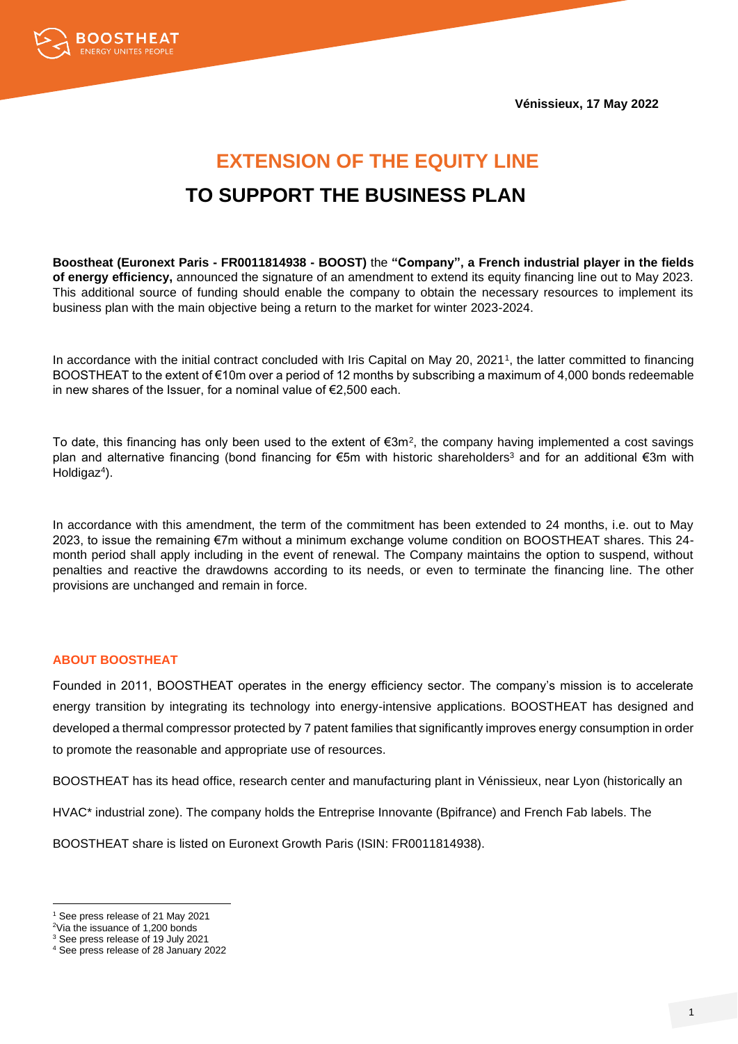Vénissieux, 17 May 2022

# EXTENSION OF THE EQUITY LINE

# TO SUPPORT THE BUSINESS PLAN

**Boostheat (Euronext Paris - FR0011814938 - BOOST)** the **"Company", a French industrial player in the fields of energy efficiency,** announced the signature of an amendment to extend its equity financing line out to May 2023. This additional source of funding should enable the company to obtain the necessary resources to implement its business plan with the main objective being a return to the market for winter 2023-2024.

In accordance with the initial contract concluded with Iris Capital on May 20, 2021[1], the latter committed to financing BOOSTHEAT to the extent of €10m over a period of 12 months by subscribing a maximum of 4,000 bonds redeemable in new shares of the Issuer, for a nominal value of €2,500 each.

To date, this financing has only been used to the extent of €3m[2], the company having implemented a cost savings plan and alternative financing (bond financing for €5m with historic shareholders[3] and for an additional €3m with Holdigaz[4]).

In accordance with this amendment, the term of the commitment has been extended to 24 months, i.e. out to May 2023, to issue the remaining €7m without a minimum exchange volume condition on BOOSTHEAT shares. This 24-month period shall apply including in the event of renewal. The Company maintains the option to suspend, without penalties and reactive the drawdowns according to its needs, or even to terminate the financing line. The other provisions are unchanged and remain in force.

### ABOUT BOOSTHEAT

Founded in 2011, BOOSTHEAT operates in the energy efficiency sector. The company's mission is to accelerate energy transition by integrating its technology into energy-intensive applications. BOOSTHEAT has designed and developed a thermal compressor protected by 7 patent families that significantly improves energy consumption in order to promote the reasonable and appropriate use of resources.

BOOSTHEAT has its head office, research center and manufacturing plant in Vénissieux, near Lyon (historically an HVAC* industrial zone). The company holds the Entreprise Innovante (Bpifrance) and French Fab labels. The BOOSTHEAT share is listed on Euronext Growth Paris (ISIN: FR0011814938).

---

[1] See press release of 21 May 2021
[2] Via the issuance of 1,200 bonds
[3] See press release of 19 July 2021
[4] See press release of 28 January 2022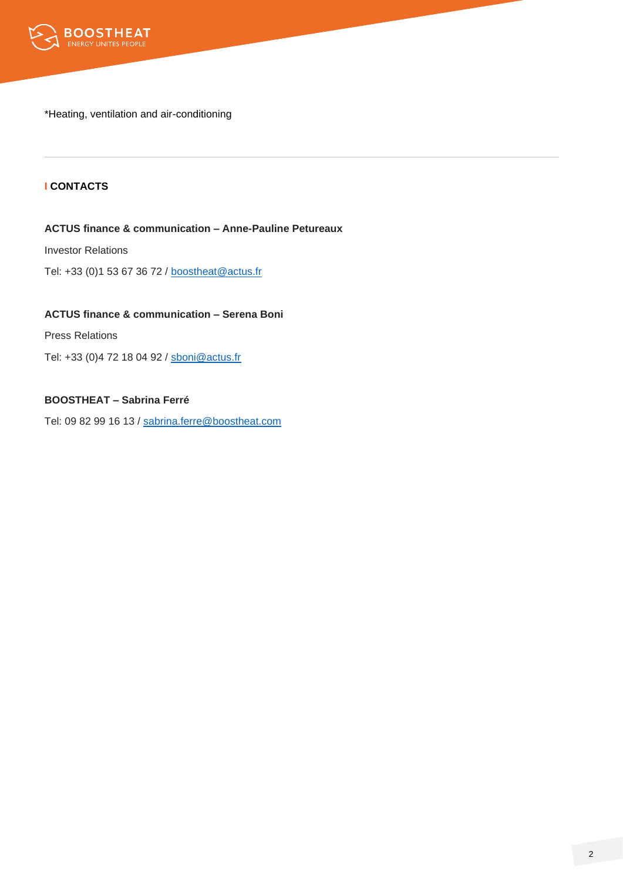*Heating, ventilation and air-conditioning

---

## CONTACTS

**ACTUS finance & communication – Anne-Pauline Petureaux**

Investor Relations

Tel: +33 (0)1 53 67 36 72 / boostheat@actus.fr

**ACTUS finance & communication – Serena Boni**

Press Relations

Tel: +33 (0)4 72 18 04 92 / sboni@actus.fr

**BOOSTHEAT – Sabrina Ferré**

Tel: 09 82 99 16 13 / sabrina.ferre@boostheat.com